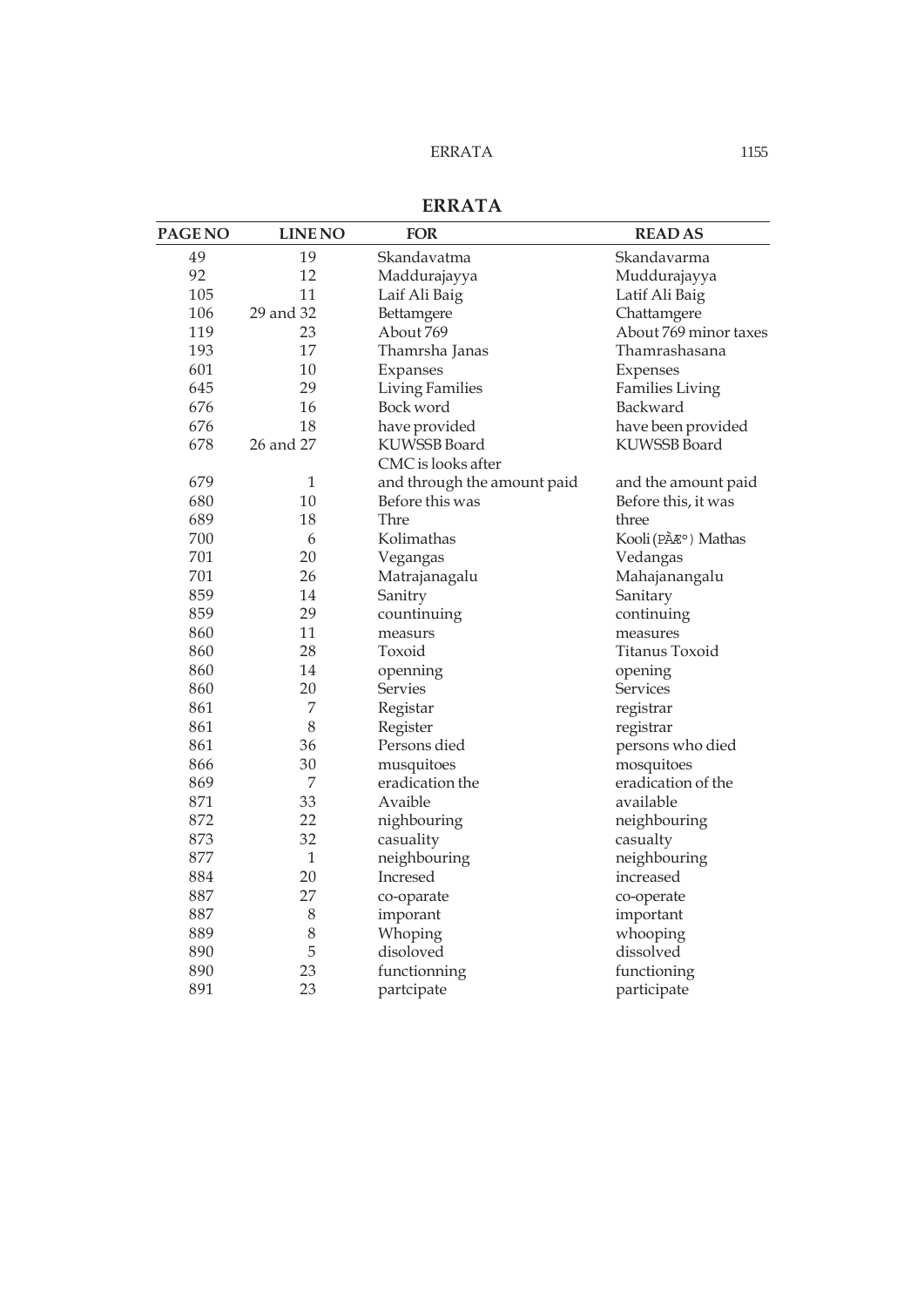# ERRATA

| PAGE NO | LINE NO | FOR | READ AS |
|---|---|---|---|
| 49 | 19 | Skandavatma | Skandavarma |
| 92 | 12 | Maddurajayya | Muddurajayya |
| 105 | 11 | Laif Ali Baig | Latif Ali Baig |
| 106 | 29 and 32 | Bettamgere | Chattamgere |
| 119 | 23 | About 769 | About 769 minor taxes |
| 193 | 17 | Thamrsha Janas | Thamrashasana |
| 601 | 10 | Expanses | Expenses |
| 645 | 29 | Living Families | Families Living |
| 676 | 16 | Bock word | Backward |
| 676 | 18 | have provided | have been provided |
| 678 | 26 and 27 | KUWSSB Board CMC is looks after | KUWSSB Board |
| 679 | 1 | and through the amount paid | and the amount paid |
| 680 | 10 | Before this was | Before this, it was |
| 689 | 18 | Thre | three |
| 700 | 6 | Kolimathas | Kooli (PÀÆ°) Mathas |
| 701 | 20 | Vegangas | Vedangas |
| 701 | 26 | Matrajanagalu | Mahajanangalu |
| 859 | 14 | Sanitry | Sanitary |
| 859 | 29 | countinuing | continuing |
| 860 | 11 | measurs | measures |
| 860 | 28 | Toxoid | Titanus Toxoid |
| 860 | 14 | openning | opening |
| 860 | 20 | Servies | Services |
| 861 | 7 | Registar | registrar |
| 861 | 8 | Register | registrar |
| 861 | 36 | Persons died | persons who died |
| 866 | 30 | musquitoes | mosquitoes |
| 869 | 7 | eradication the | eradication of the |
| 871 | 33 | Avaible | available |
| 872 | 22 | nighbouring | neighbouring |
| 873 | 32 | casuality | casualty |
| 877 | 1 | neighbouring | neighbouring |
| 884 | 20 | Incresed | increased |
| 887 | 27 | co-oparate | co-operate |
| 887 | 8 | imporant | important |
| 889 | 8 | Whoping | whooping |
| 890 | 5 | disoloved | dissolved |
| 890 | 23 | functionning | functioning |
| 891 | 23 | partcipate | participate |